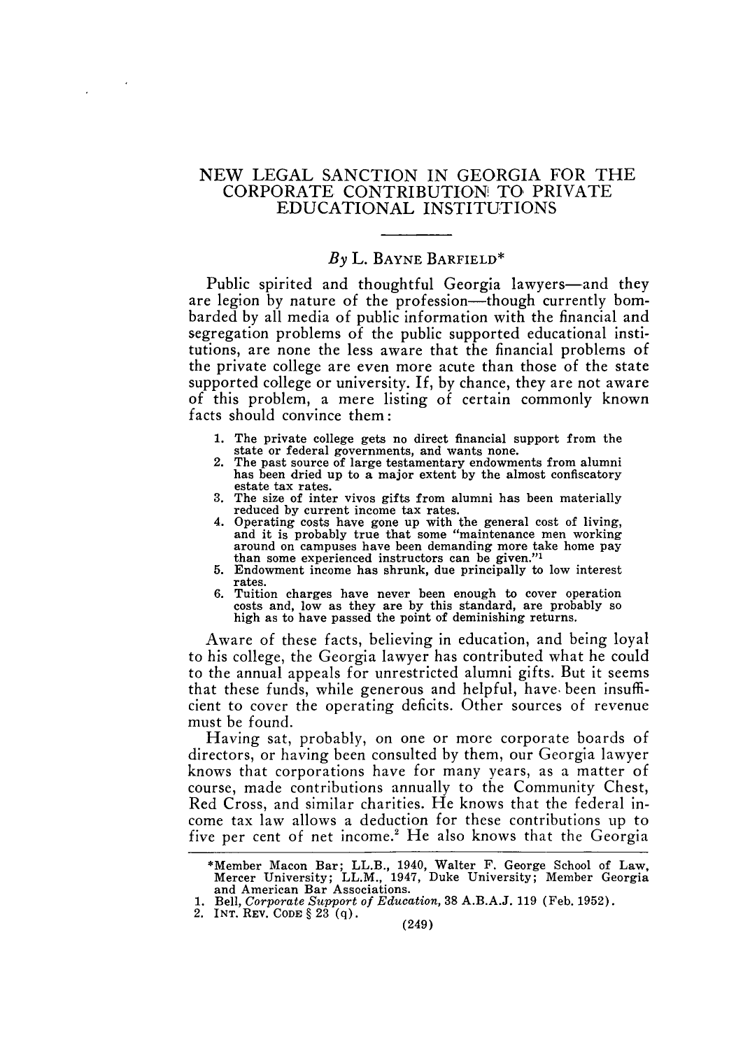# NEW LEGAL SANCTION IN GEORGIA FOR THE CORPORATE CONTRIBUTION TO PRIVATE EDUCATIONAL INSTITUTIONS

*By* L. BAYNE BARFIELD*

Public spirited and thoughtful Georgia lawyers—and they are legion by nature of the profession—though currently bombarded by all media of public information with the financial and segregation problems of the public supported educational institutions, are none the less aware that the financial problems of the private college are even more acute than those of the state supported college or university. If, by chance, they are not aware of this problem, a mere listing of certain commonly known facts should convince them:

1. The private college gets no direct financial support from the state or federal governments, and wants none.
2. The past source of large testamentary endowments from alumni has been dried up to a major extent by the almost confiscatory estate tax rates.
3. The size of inter vivos gifts from alumni has been materially reduced by current income tax rates.
4. Operating costs have gone up with the general cost of living, and it is probably true that some "maintenance men working around on campuses have been demanding more take home pay than some experienced instructors can be given."[1]
5. Endowment income has shrunk, due principally to low interest rates.
6. Tuition charges have never been enough to cover operation costs and, low as they are by this standard, are probably so high as to have passed the point of deminishing returns.

Aware of these facts, believing in education, and being loyal to his college, the Georgia lawyer has contributed what he could to the annual appeals for unrestricted alumni gifts. But it seems that these funds, while generous and helpful, have been insufficient to cover the operating deficits. Other sources of revenue must be found.

Having sat, probably, on one or more corporate boards of directors, or having been consulted by them, our Georgia lawyer knows that corporations have for many years, as a matter of course, made contributions annually to the Community Chest, Red Cross, and similar charities. He knows that the federal income tax law allows a deduction for these contributions up to five per cent of net income.[2] He also knows that the Georgia

---

*Member Macon Bar; LL.B., 1940, Walter F. George School of Law, Mercer University; LL.M., 1947, Duke University; Member Georgia and American Bar Associations.

1. Bell, *Corporate Support of Education*, 38 A.B.A.J. 119 (Feb. 1952).
2. INT. REV. CODE § 23 (q).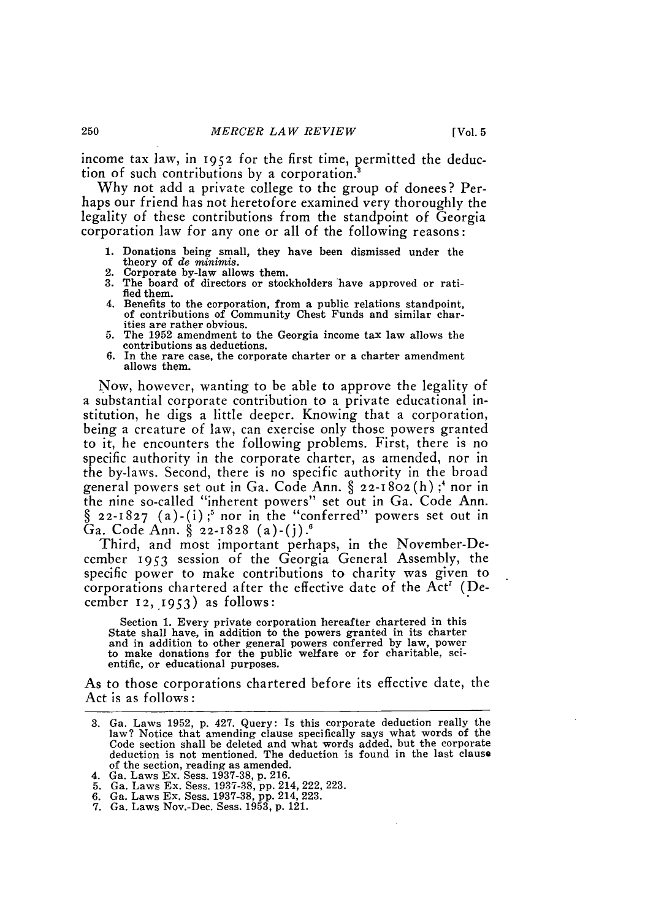income tax law, in 1952 for the first time, permitted the deduction of such contributions by a corporation.[3]

Why not add a private college to the group of donees? Perhaps our friend has not heretofore examined very thoroughly the legality of these contributions from the standpoint of Georgia corporation law for any one or all of the following reasons:

1. Donations being small, they have been dismissed under the theory of *de minimis*.
2. Corporate by-law allows them.
3. The board of directors or stockholders have approved or ratified them.
4. Benefits to the corporation, from a public relations standpoint, of contributions of Community Chest Funds and similar charities are rather obvious.
5. The 1952 amendment to the Georgia income tax law allows the contributions as deductions.
6. In the rare case, the corporate charter or a charter amendment allows them.

Now, however, wanting to be able to approve the legality of a substantial corporate contribution to a private educational institution, he digs a little deeper. Knowing that a corporation, being a creature of law, can exercise only those powers granted to it, he encounters the following problems. First, there is no specific authority in the corporate charter, as amended, nor in the by-laws. Second, there is no specific authority in the broad general powers set out in Ga. Code Ann. § 22-1802(h);[4] nor in the nine so-called "inherent powers" set out in Ga. Code Ann. § 22-1827 (a)-(i);[5] nor in the "conferred" powers set out in Ga. Code Ann. § 22-1828 (a)-(j).[6]

Third, and most important perhaps, in the November-December 1953 session of the Georgia General Assembly, the specific power to make contributions to charity was given to corporations chartered after the effective date of the Act[7] (December 12, 1953) as follows:

> Section 1. Every private corporation hereafter chartered in this State shall have, in addition to the powers granted in its charter and in addition to other general powers conferred by law, power to make donations for the public welfare or for charitable, scientific, or educational purposes.

As to those corporations chartered before its effective date, the Act is as follows:

---

3. Ga. Laws 1952, p. 427. Query: Is this corporate deduction really the law? Notice that amending clause specifically says what words of the Code section shall be deleted and what words added, but the corporate deduction is not mentioned. The deduction is found in the last clause of the section, reading as amended.
4. Ga. Laws Ex. Sess. 1937-38, p. 216.
5. Ga. Laws Ex. Sess. 1937-38, pp. 214, 222, 223.
6. Ga. Laws Ex. Sess. 1937-38, pp. 214, 223.
7. Ga. Laws Nov.-Dec. Sess. 1953, p. 121.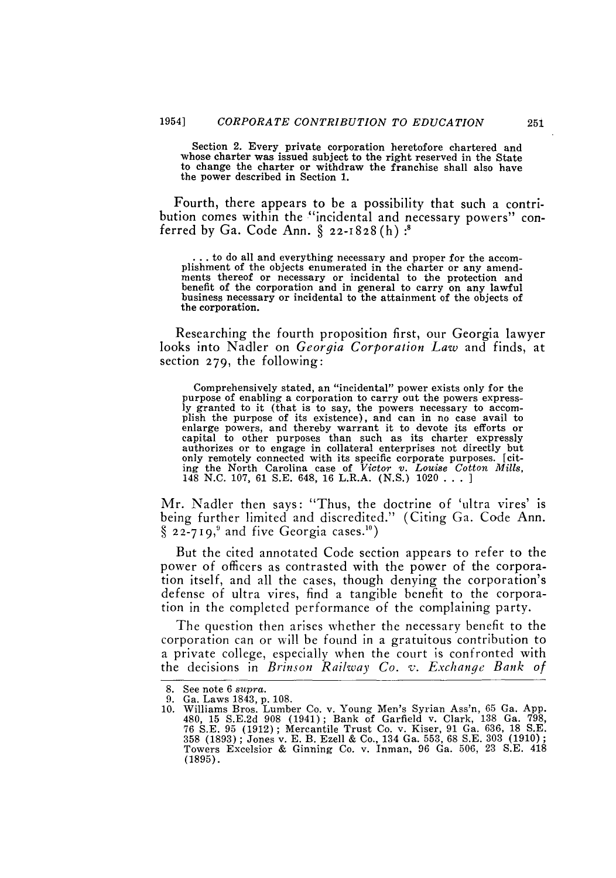Section 2. Every private corporation heretofore chartered and whose charter was issued subject to the right reserved in the State to change the charter or withdraw the franchise shall also have the power described in Section 1.

Fourth, there appears to be a possibility that such a contribution comes within the "incidental and necessary powers" conferred by Ga. Code Ann. § 22-1828(h) :[8]

> . . . to do all and everything necessary and proper for the accomplishment of the objects enumerated in the charter or any amendments thereof or necessary or incidental to the protection and benefit of the corporation and in general to carry on any lawful business necessary or incidental to the attainment of the objects of the corporation.

Researching the fourth proposition first, our Georgia lawyer looks into Nadler on *Georgia Corporation Law* and finds, at section 279, the following:

> Comprehensively stated, an "incidental" power exists only for the purpose of enabling a corporation to carry out the powers expressly granted to it (that is to say, the powers necessary to accomplish the purpose of its existence), and can in no case avail to enlarge powers, and thereby warrant it to devote its efforts or capital to other purposes than such as its charter expressly authorizes or to engage in collateral enterprises not directly but only remotely connected with its specific corporate purposes. [citing the North Carolina case of *Victor v. Louise Cotton Mills*, 148 N.C. 107, 61 S.E. 648, 16 L.R.A. (N.S.) 1020 . . . ]

Mr. Nadler then says: "Thus, the doctrine of 'ultra vires' is being further limited and discredited." (Citing Ga. Code Ann. § 22-719,[9] and five Georgia cases.[10])

But the cited annotated Code section appears to refer to the power of officers as contrasted with the power of the corporation itself, and all the cases, though denying the corporation's defense of ultra vires, find a tangible benefit to the corporation in the completed performance of the complaining party.

The question then arises whether the necessary benefit to the corporation can or will be found in a gratuitous contribution to a private college, especially when the court is confronted with the decisions in *Brinson Railway Co. v. Exchange Bank of*

---

8. See note 6 *supra*.
9. Ga. Laws 1843, p. 108.
10. Williams Bros. Lumber Co. v. Young Men's Syrian Ass'n, 65 Ga. App. 480, 15 S.E.2d 908 (1941); Bank of Garfield v. Clark, 138 Ga. 798, 76 S.E. 95 (1912); Mercantile Trust Co. v. Kiser, 91 Ga. 636, 18 S.E. 358 (1893); Jones v. E. B. Ezell & Co., 134 Ga. 553, 68 S.E. 303 (1910); Towers Excelsior & Ginning Co. v. Inman, 96 Ga. 506, 23 S.E. 418 (1895).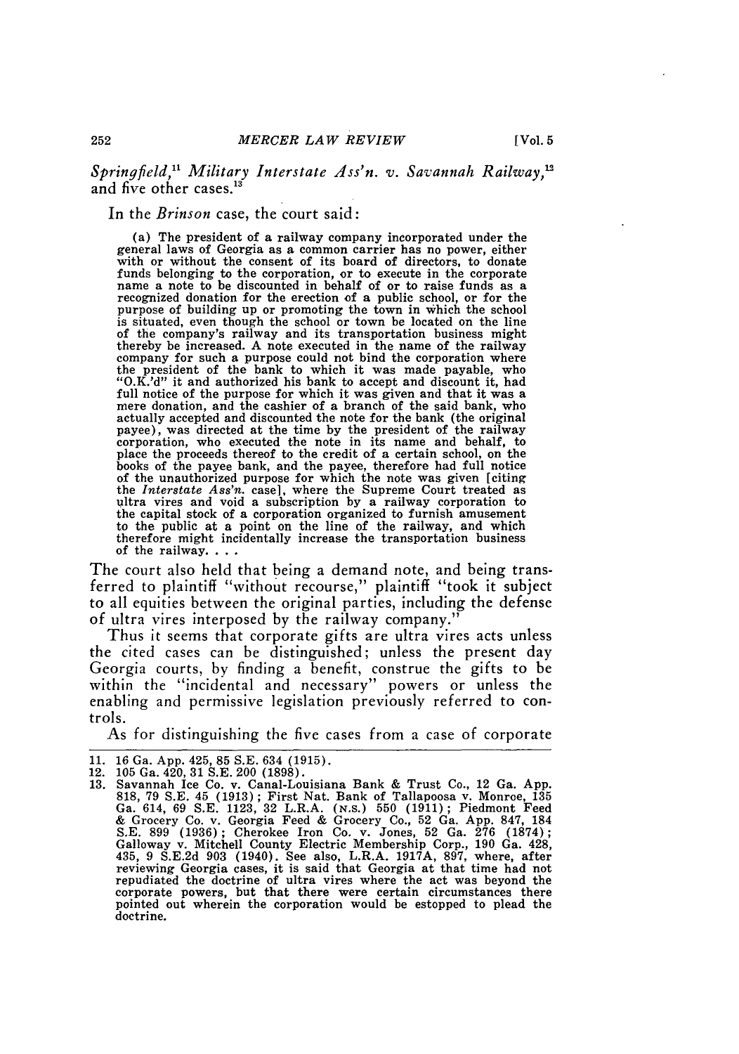*Springfield*,[11] *Military Interstate Ass'n. v. Savannah Railway*,[12] and five other cases.[13]

In the *Brinson* case, the court said:

> (a) The president of a railway company incorporated under the general laws of Georgia as a common carrier has no power, either with or without the consent of its board of directors, to donate funds belonging to the corporation, or to execute in the corporate name a note to be discounted in behalf of or to raise funds as a recognized donation for the erection of a public school, or for the purpose of building up or promoting the town in which the school is situated, even though the school or town be located on the line of the company's railway and its transportation business might thereby be increased. A note executed in the name of the railway company for such a purpose could not bind the corporation where the president of the bank to which it was made payable, who "O.K.'d" it and authorized his bank to accept and discount it, had full notice of the purpose for which it was given and that it was a mere donation, and the cashier of a branch of the said bank, who actually accepted and discounted the note for the bank (the original payee), was directed at the time by the president of the railway corporation, who executed the note in its name and behalf, to place the proceeds thereof to the credit of a certain school, on the books of the payee bank, and the payee, therefore had full notice of the unauthorized purpose for which the note was given [citing the *Interstate Ass'n.* case], where the Supreme Court treated as ultra vires and void a subscription by a railway corporation to the capital stock of a corporation organized to furnish amusement to the public at a point on the line of the railway, and which therefore might incidentally increase the transportation business of the railway. . . .

The court also held that being a demand note, and being transferred to plaintiff "without recourse," plaintiff "took it subject to all equities between the original parties, including the defense of ultra vires interposed by the railway company."

Thus it seems that corporate gifts are ultra vires acts unless the cited cases can be distinguished; unless the present day Georgia courts, by finding a benefit, construe the gifts to be within the "incidental and necessary" powers or unless the enabling and permissive legislation previously referred to controls.

As for distinguishing the five cases from a case of corporate

---

11. 16 Ga. App. 425, 85 S.E. 634 (1915).
12. 105 Ga. 420, 31 S.E. 200 (1898).
13. Savannah Ice Co. v. Canal-Louisiana Bank & Trust Co., 12 Ga. App. 818, 79 S.E. 45 (1913); First Nat. Bank of Tallapoosa v. Monroe, 135 Ga. 614, 69 S.E. 1123, 32 L.R.A. (N.S.) 550 (1911); Piedmont Feed & Grocery Co. v. Georgia Feed & Grocery Co., 52 Ga. App. 847, 184 S.E. 899 (1936); Cherokee Iron Co. v. Jones, 52 Ga. 276 (1874); Galloway v. Mitchell County Electric Membership Corp., 190 Ga. 428, 435, 9 S.E.2d 903 (1940). See also, L.R.A. 1917A, 897, where, after reviewing Georgia cases, it is said that Georgia at that time had not repudiated the doctrine of ultra vires where the act was beyond the corporate powers, but that there were certain circumstances there pointed out wherein the corporation would be estopped to plead the doctrine.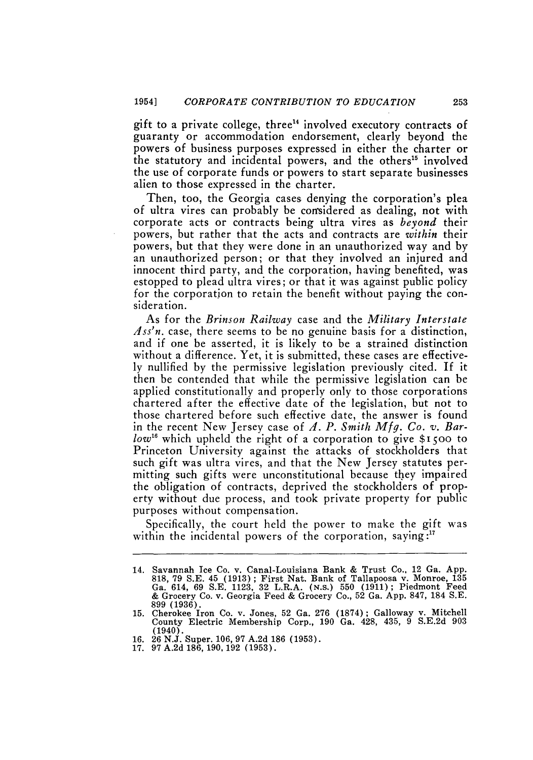gift to a private college, three[14] involved executory contracts of guaranty or accommodation endorsement, clearly beyond the powers of business purposes expressed in either the charter or the statutory and incidental powers, and the others[15] involved the use of corporate funds or powers to start separate businesses alien to those expressed in the charter.

Then, too, the Georgia cases denying the corporation's plea of ultra vires can probably be considered as dealing, not with corporate acts or contracts being ultra vires as *beyond* their powers, but rather that the acts and contracts are *within* their powers, but that they were done in an unauthorized way and by an unauthorized person; or that they involved an injured and innocent third party, and the corporation, having benefited, was estopped to plead ultra vires; or that it was against public policy for the corporation to retain the benefit without paying the consideration.

As for the *Brinson Railway* case and the *Military Interstate Ass'n.* case, there seems to be no genuine basis for a distinction, and if one be asserted, it is likely to be a strained distinction without a difference. Yet, it is submitted, these cases are effectively nullified by the permissive legislation previously cited. If it then be contended that while the permissive legislation can be applied constitutionally and properly only to those corporations chartered after the effective date of the legislation, but not to those chartered before such effective date, the answer is found in the recent New Jersey case of *A. P. Smith Mfg. Co. v. Barlow*[16] which upheld the right of a corporation to give $1500 to Princeton University against the attacks of stockholders that such gift was ultra vires, and that the New Jersey statutes permitting such gifts were unconstitutional because they impaired the obligation of contracts, deprived the stockholders of property without due process, and took private property for public purposes without compensation.

Specifically, the court held the power to make the gift was within the incidental powers of the corporation, saying:[17]

---

14. Savannah Ice Co. v. Canal-Louisiana Bank & Trust Co., 12 Ga. App. 818, 79 S.E. 45 (1913); First Nat. Bank of Tallapoosa v. Monroe, 135 Ga. 614, 69 S.E. 1123, 32 L.R.A. (N.S.) 550 (1911); Piedmont Feed & Grocery Co. v. Georgia Feed & Grocery Co., 52 Ga. App. 847, 184 S.E. 899 (1936).
15. Cherokee Iron Co. v. Jones, 52 Ga. 276 (1874); Galloway v. Mitchell County Electric Membership Corp., 190 Ga. 428, 435, 9 S.E.2d 903 (1940).
16. 26 N.J. Super. 106, 97 A.2d 186 (1953).
17. 97 A.2d 186, 190, 192 (1953).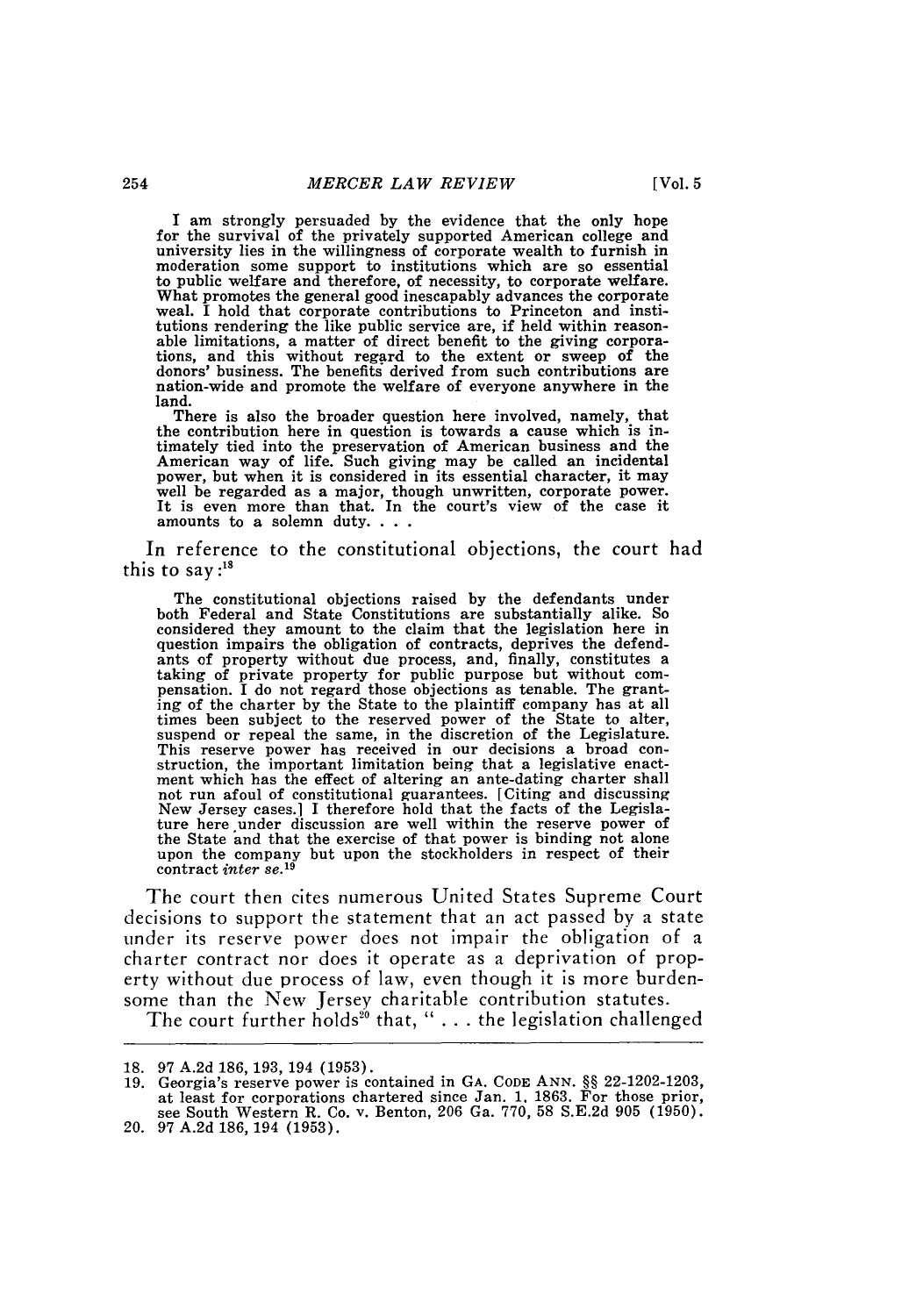> I am strongly persuaded by the evidence that the only hope for the survival of the privately supported American college and university lies in the willingness of corporate wealth to furnish in moderation some support to institutions which are so essential to public welfare and therefore, of necessity, to corporate welfare. What promotes the general good inescapably advances the corporate weal. I hold that corporate contributions to Princeton and institutions rendering the like public service are, if held within reasonable limitations, a matter of direct benefit to the giving corporations, and this without regard to the extent or sweep of the donors' business. The benefits derived from such contributions are nation-wide and promote the welfare of everyone anywhere in the land.
>
> There is also the broader question here involved, namely, that the contribution here in question is towards a cause which is intimately tied into the preservation of American business and the American way of life. Such giving may be called an incidental power, but when it is considered in its essential character, it may well be regarded as a major, though unwritten, corporate power. It is even more than that. In the court's view of the case it amounts to a solemn duty. . . .

In reference to the constitutional objections, the court had this to say:[18]

> The constitutional objections raised by the defendants under both Federal and State Constitutions are substantially alike. So considered they amount to the claim that the legislation here in question impairs the obligation of contracts, deprives the defendants of property without due process, and, finally, constitutes a taking of private property for public purpose but without compensation. I do not regard those objections as tenable. The granting of the charter by the State to the plaintiff company has at all times been subject to the reserved power of the State to alter, suspend or repeal the same, in the discretion of the Legislature. This reserve power has received in our decisions a broad construction, the important limitation being that a legislative enactment which has the effect of altering an ante-dating charter shall not run afoul of constitutional guarantees. [Citing and discussing New Jersey cases.] I therefore hold that the facts of the Legislature here under discussion are well within the reserve power of the State and that the exercise of that power is binding not alone upon the company but upon the stockholders in respect of their contract *inter se*.[19]

The court then cites numerous United States Supreme Court decisions to support the statement that an act passed by a state under its reserve power does not impair the obligation of a charter contract nor does it operate as a deprivation of property without due process of law, even though it is more burdensome than the New Jersey charitable contribution statutes.

The court further holds[20] that, " . . . the legislation challenged

---

18. 97 A.2d 186, 193, 194 (1953).
19. Georgia's reserve power is contained in GA. CODE ANN. §§ 22-1202-1203, at least for corporations chartered since Jan. 1, 1863. For those prior, see South Western R. Co. v. Benton, 206 Ga. 770, 58 S.E.2d 905 (1950).
20. 97 A.2d 186, 194 (1953).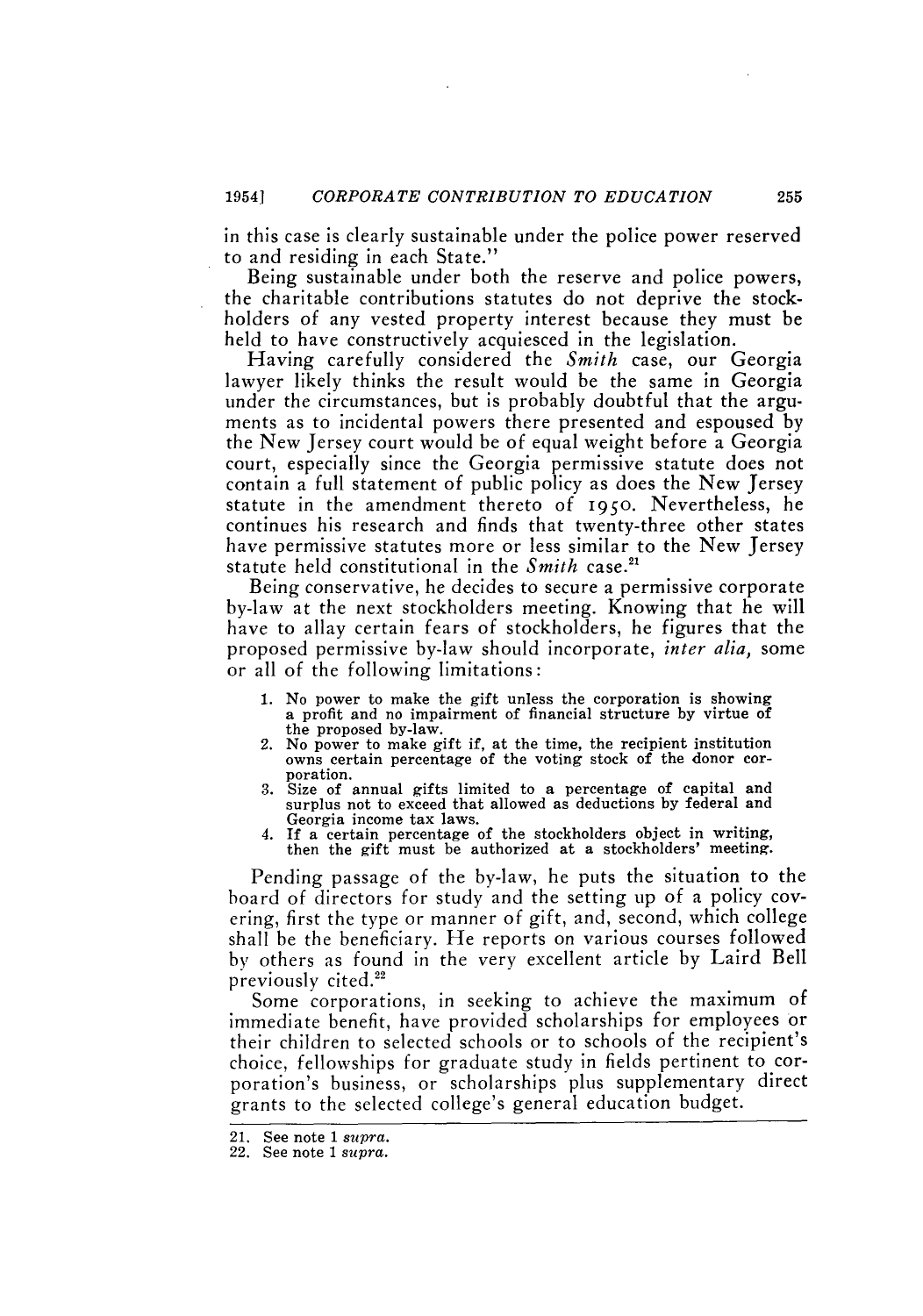in this case is clearly sustainable under the police power reserved to and residing in each State."

Being sustainable under both the reserve and police powers, the charitable contributions statutes do not deprive the stockholders of any vested property interest because they must be held to have constructively acquiesced in the legislation.

Having carefully considered the *Smith* case, our Georgia lawyer likely thinks the result would be the same in Georgia under the circumstances, but is probably doubtful that the arguments as to incidental powers there presented and espoused by the New Jersey court would be of equal weight before a Georgia court, especially since the Georgia permissive statute does not contain a full statement of public policy as does the New Jersey statute in the amendment thereto of 1950. Nevertheless, he continues his research and finds that twenty-three other states have permissive statutes more or less similar to the New Jersey statute held constitutional in the *Smith* case.[21]

Being conservative, he decides to secure a permissive corporate by-law at the next stockholders meeting. Knowing that he will have to allay certain fears of stockholders, he figures that the proposed permissive by-law should incorporate, *inter alia,* some or all of the following limitations:

1. No power to make the gift unless the corporation is showing a profit and no impairment of financial structure by virtue of the proposed by-law.
2. No power to make gift if, at the time, the recipient institution owns certain percentage of the voting stock of the donor corporation.
3. Size of annual gifts limited to a percentage of capital and surplus not to exceed that allowed as deductions by federal and Georgia income tax laws.
4. If a certain percentage of the stockholders object in writing, then the gift must be authorized at a stockholders' meeting.

Pending passage of the by-law, he puts the situation to the board of directors for study and the setting up of a policy covering, first the type or manner of gift, and, second, which college shall be the beneficiary. He reports on various courses followed by others as found in the very excellent article by Laird Bell previously cited.[22]

Some corporations, in seeking to achieve the maximum of immediate benefit, have provided scholarships for employees or their children to selected schools or to schools of the recipient's choice, fellowships for graduate study in fields pertinent to corporation's business, or scholarships plus supplementary direct grants to the selected college's general education budget.

---

21. See note 1 *supra.*
22. See note 1 *supra.*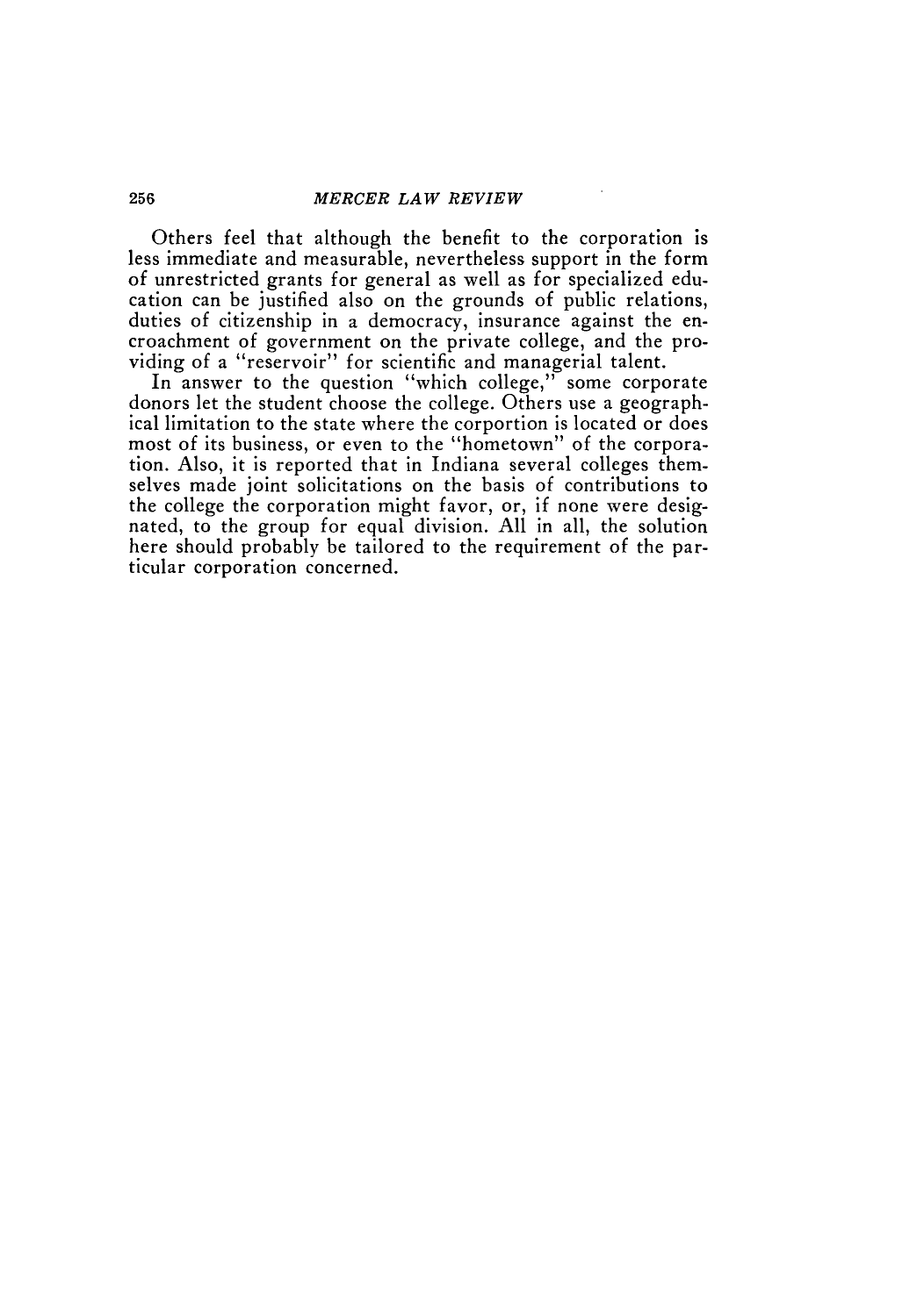Others feel that although the benefit to the corporation is less immediate and measurable, nevertheless support in the form of unrestricted grants for general as well as for specialized education can be justified also on the grounds of public relations, duties of citizenship in a democracy, insurance against the encroachment of government on the private college, and the providing of a "reservoir" for scientific and managerial talent.

In answer to the question "which college," some corporate donors let the student choose the college. Others use a geographical limitation to the state where the corportion is located or does most of its business, or even to the "hometown" of the corporation. Also, it is reported that in Indiana several colleges themselves made joint solicitations on the basis of contributions to the college the corporation might favor, or, if none were designated, to the group for equal division. All in all, the solution here should probably be tailored to the requirement of the particular corporation concerned.